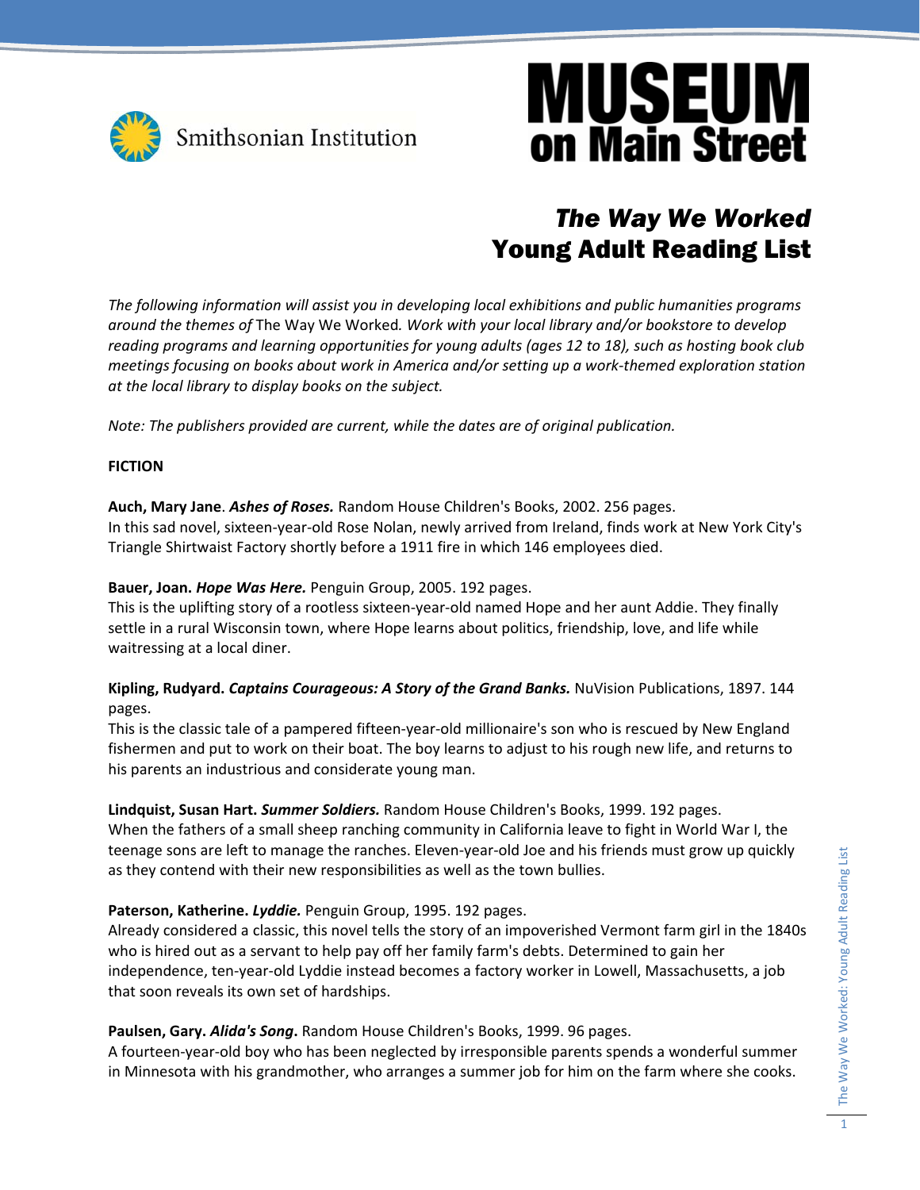Smithsonian Institution

**MUSEUM on Main Street**

# *The Way We Worked* Young Adult Reading List

*The following information will assist you in developing local exhibitions and public humanities programs around the themes of* The Way We Worked*. Work with your local library and/or bookstore to develop reading programs and learning opportunities for young adults (ages 12 to 18), such as hosting book club meetings focusing on books about work in America and/or setting up a work-themed exploration station at the local library to display books on the subject.*

*Note: The publishers provided are current, while the dates are of original publication.*

## FICTION

**Auch, Mary Jane**. ***Ashes of Roses.*** Random House Children's Books, 2002. 256 pages.
In this sad novel, sixteen-year-old Rose Nolan, newly arrived from Ireland, finds work at New York City's Triangle Shirtwaist Factory shortly before a 1911 fire in which 146 employees died.

**Bauer, Joan.** ***Hope Was Here.*** Penguin Group, 2005. 192 pages.
This is the uplifting story of a rootless sixteen-year-old named Hope and her aunt Addie. They finally settle in a rural Wisconsin town, where Hope learns about politics, friendship, love, and life while waitressing at a local diner.

**Kipling, Rudyard.** ***Captains Courageous: A Story of the Grand Banks.*** NuVision Publications, 1897. 144 pages.
This is the classic tale of a pampered fifteen-year-old millionaire's son who is rescued by New England fishermen and put to work on their boat. The boy learns to adjust to his rough new life, and returns to his parents an industrious and considerate young man.

**Lindquist, Susan Hart.** ***Summer Soldiers.*** Random House Children's Books, 1999. 192 pages.
When the fathers of a small sheep ranching community in California leave to fight in World War I, the teenage sons are left to manage the ranches. Eleven-year-old Joe and his friends must grow up quickly as they contend with their new responsibilities as well as the town bullies.

**Paterson, Katherine.** ***Lyddie.*** Penguin Group, 1995. 192 pages.
Already considered a classic, this novel tells the story of an impoverished Vermont farm girl in the 1840s who is hired out as a servant to help pay off her family farm's debts. Determined to gain her independence, ten-year-old Lyddie instead becomes a factory worker in Lowell, Massachusetts, a job that soon reveals its own set of hardships.

**Paulsen, Gary.** ***Alida's Song*.** Random House Children's Books, 1999. 96 pages.
A fourteen-year-old boy who has been neglected by irresponsible parents spends a wonderful summer in Minnesota with his grandmother, who arranges a summer job for him on the farm where she cooks.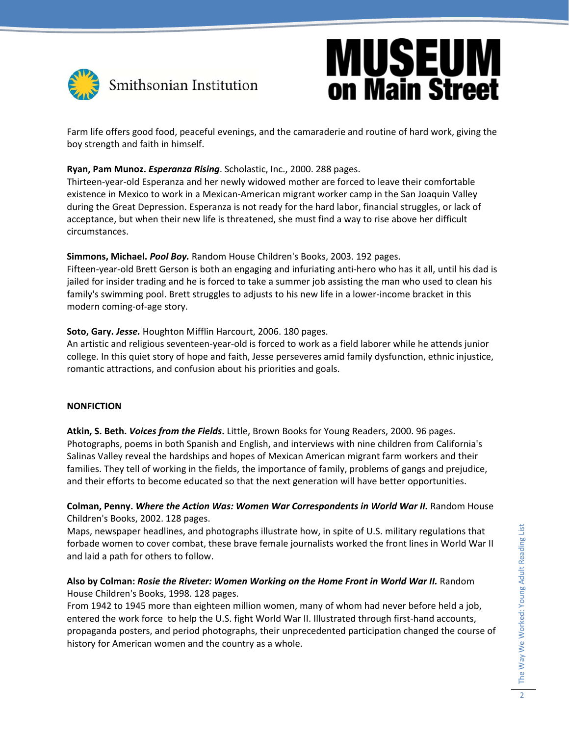Farm life offers good food, peaceful evenings, and the camaraderie and routine of hard work, giving the boy strength and faith in himself.

**Ryan, Pam Munoz.** ***Esperanza Rising***. Scholastic, Inc., 2000. 288 pages.
Thirteen-year-old Esperanza and her newly widowed mother are forced to leave their comfortable existence in Mexico to work in a Mexican-American migrant worker camp in the San Joaquin Valley during the Great Depression. Esperanza is not ready for the hard labor, financial struggles, or lack of acceptance, but when their new life is threatened, she must find a way to rise above her difficult circumstances.

**Simmons, Michael.** ***Pool Boy.*** Random House Children's Books, 2003. 192 pages.
Fifteen-year-old Brett Gerson is both an engaging and infuriating anti-hero who has it all, until his dad is jailed for insider trading and he is forced to take a summer job assisting the man who used to clean his family's swimming pool. Brett struggles to adjusts to his new life in a lower-income bracket in this modern coming-of-age story.

**Soto, Gary.** ***Jesse.*** Houghton Mifflin Harcourt, 2006. 180 pages.
An artistic and religious seventeen-year-old is forced to work as a field laborer while he attends junior college. In this quiet story of hope and faith, Jesse perseveres amid family dysfunction, ethnic injustice, romantic attractions, and confusion about his priorities and goals.

**NONFICTION**

**Atkin, S. Beth.** ***Voices from the Fields*.** Little, Brown Books for Young Readers, 2000. 96 pages.
Photographs, poems in both Spanish and English, and interviews with nine children from California's Salinas Valley reveal the hardships and hopes of Mexican American migrant farm workers and their families. They tell of working in the fields, the importance of family, problems of gangs and prejudice, and their efforts to become educated so that the next generation will have better opportunities.

**Colman, Penny.** ***Where the Action Was: Women War Correspondents in World War II.*** Random House Children's Books, 2002. 128 pages.
Maps, newspaper headlines, and photographs illustrate how, in spite of U.S. military regulations that forbade women to cover combat, these brave female journalists worked the front lines in World War II and laid a path for others to follow.

**Also by Colman:** ***Rosie the Riveter: Women Working on the Home Front in World War II.*** Random House Children's Books, 1998. 128 pages.
From 1942 to 1945 more than eighteen million women, many of whom had never before held a job, entered the work force to help the U.S. fight World War II. Illustrated through first-hand accounts, propaganda posters, and period photographs, their unprecedented participation changed the course of history for American women and the country as a whole.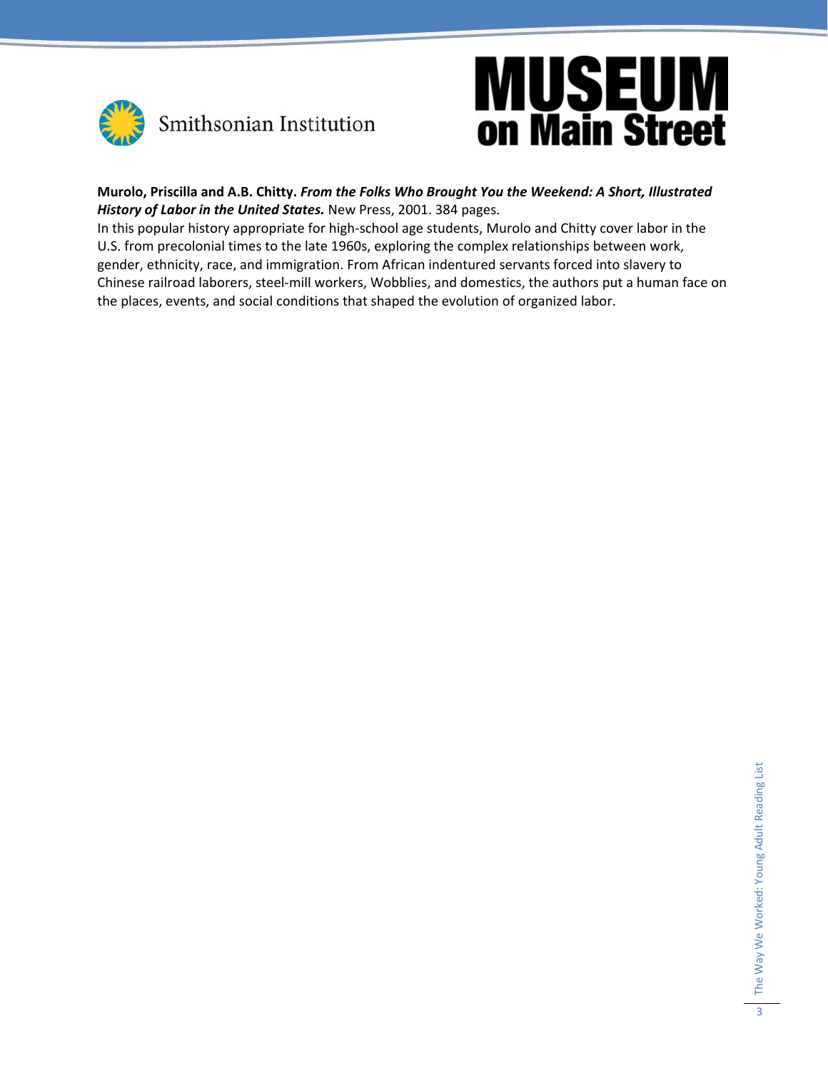**Murolo, Priscilla and A.B. Chitty.** ***From the Folks Who Brought You the Weekend: A Short, Illustrated History of Labor in the United States.*** New Press, 2001. 384 pages.

In this popular history appropriate for high-school age students, Murolo and Chitty cover labor in the U.S. from precolonial times to the late 1960s, exploring the complex relationships between work, gender, ethnicity, race, and immigration. From African indentured servants forced into slavery to Chinese railroad laborers, steel-mill workers, Wobblies, and domestics, the authors put a human face on the places, events, and social conditions that shaped the evolution of organized labor.